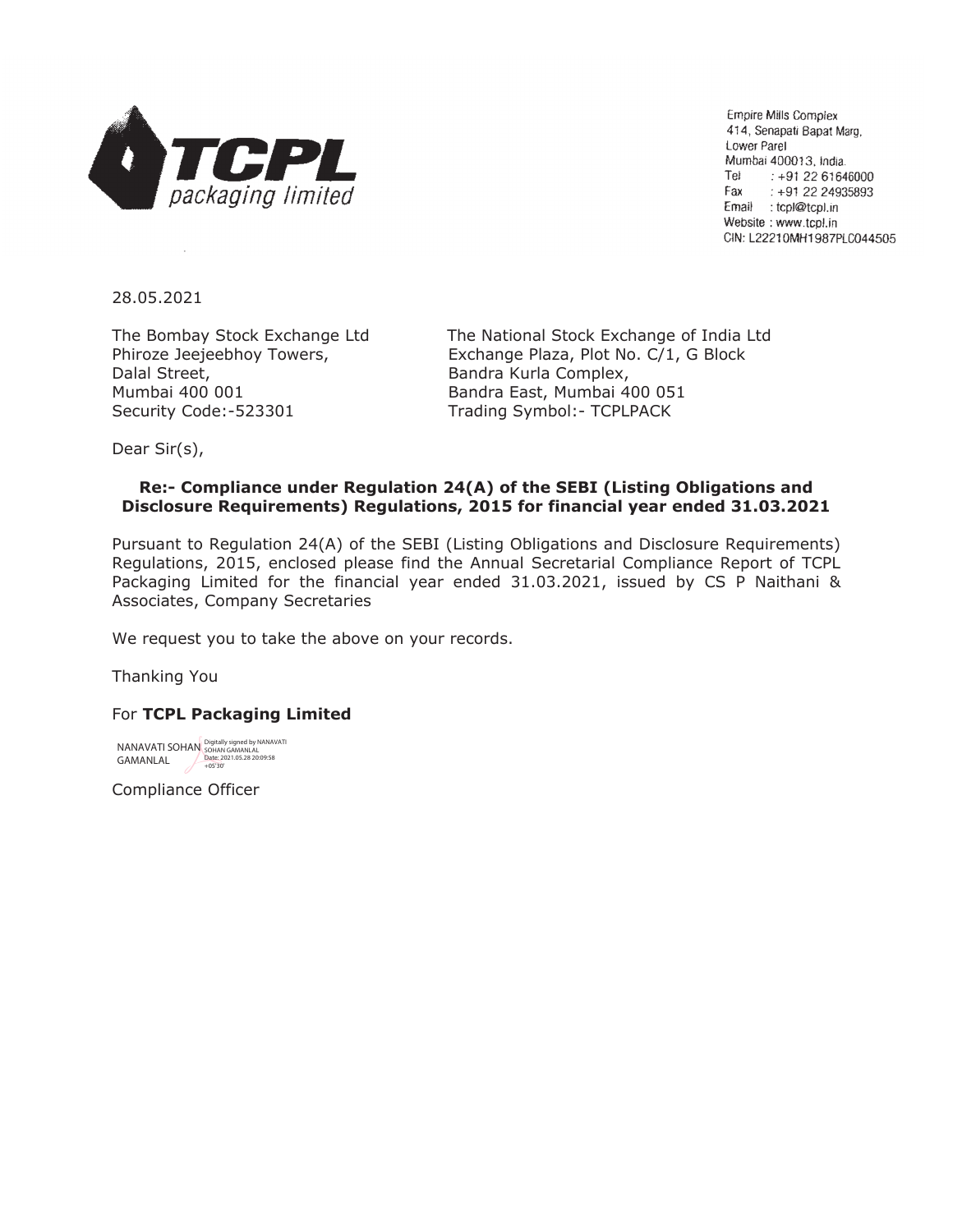**TCPL packaging limited**

Empire Mills Complex
414, Senapati Bapat Marg,
Lower Parel
Mumbai 400013, India.
Tel : +91 22 61646000
Fax : +91 22 24935893
Email : tcpl@tcpl.in
Website : www.tcpl.in
CIN: L22210MH1987PLC044505

28.05.2021

The Bombay Stock Exchange Ltd
Phiroze Jeejeebhoy Towers,
Dalal Street,
Mumbai 400 001
Security Code:-523301

The National Stock Exchange of India Ltd
Exchange Plaza, Plot No. C/1, G Block
Bandra Kurla Complex,
Bandra East, Mumbai 400 051
Trading Symbol:- TCPLPACK

Dear Sir(s),

**Re:- Compliance under Regulation 24(A) of the SEBI (Listing Obligations and Disclosure Requirements) Regulations, 2015 for financial year ended 31.03.2021**

Pursuant to Regulation 24(A) of the SEBI (Listing Obligations and Disclosure Requirements) Regulations, 2015, enclosed please find the Annual Secretarial Compliance Report of TCPL Packaging Limited for the financial year ended 31.03.2021, issued by CS P Naithani & Associates, Company Secretaries

We request you to take the above on your records.

Thanking You

For **TCPL Packaging Limited**

NANAVATI SOHAN GAMANLAL
Digitally signed by NANAVATI SOHAN GAMANLAL
Date: 2021.05.28 20:09:58 +05'30'

Compliance Officer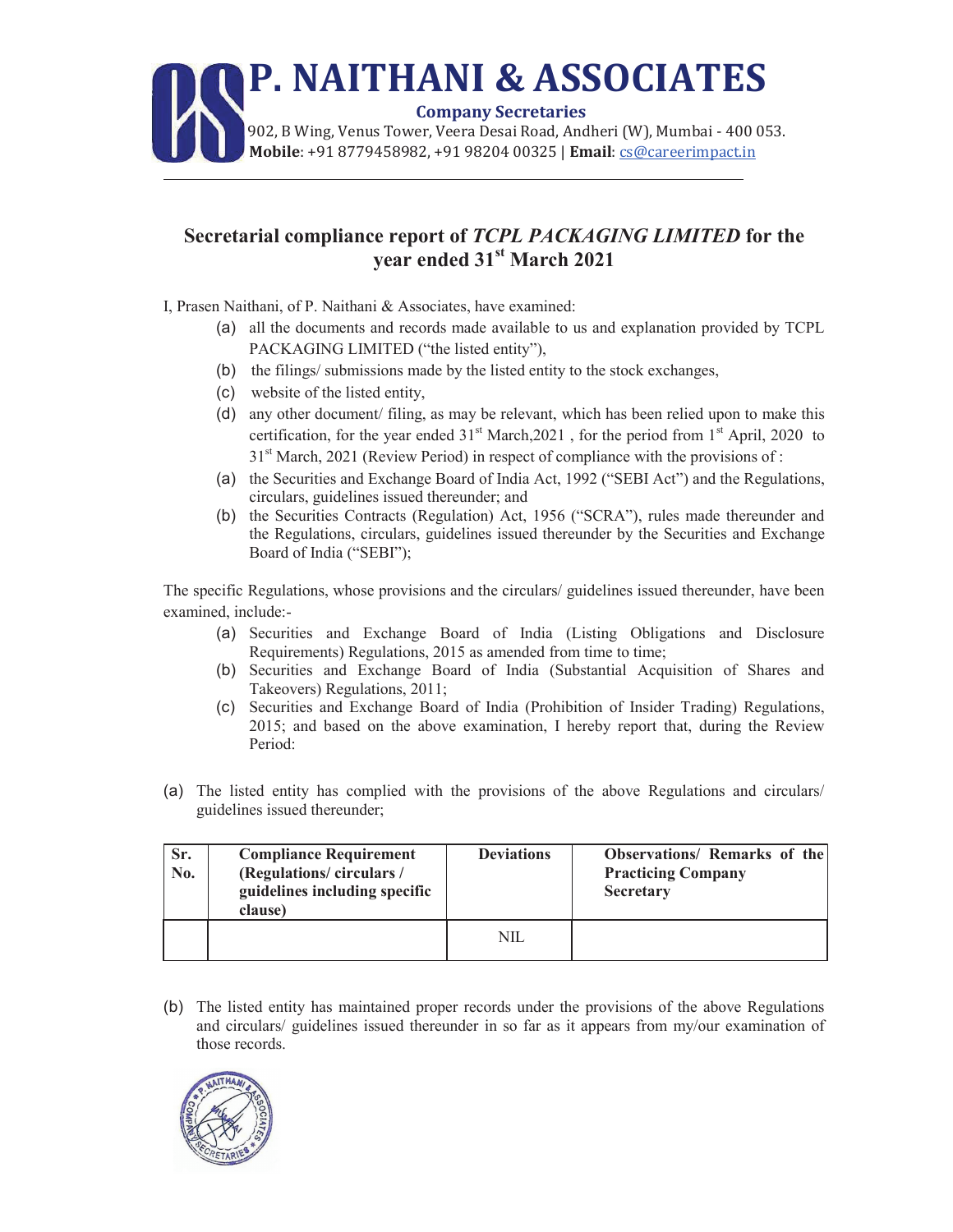# P. NAITHANI & ASSOCIATES

**Company Secretaries**

902, B Wing, Venus Tower, Veera Desai Road, Andheri (W), Mumbai - 400 053.
**Mobile**: +91 8779458982, +91 98204 00325 | **Email**: cs@careerimpact.in

## Secretarial compliance report of *TCPL PACKAGING LIMITED* for the year ended 31st March 2021

I, Prasen Naithani, of P. Naithani & Associates, have examined:

(a) all the documents and records made available to us and explanation provided by TCPL PACKAGING LIMITED ("the listed entity"),

(b) the filings/ submissions made by the listed entity to the stock exchanges,

(c) website of the listed entity,

(d) any other document/ filing, as may be relevant, which has been relied upon to make this certification, for the year ended 31st March,2021 , for the period from 1st April, 2020 to 31st March, 2021 (Review Period) in respect of compliance with the provisions of :

(a) the Securities and Exchange Board of India Act, 1992 ("SEBI Act") and the Regulations, circulars, guidelines issued thereunder; and

(b) the Securities Contracts (Regulation) Act, 1956 ("SCRA"), rules made thereunder and the Regulations, circulars, guidelines issued thereunder by the Securities and Exchange Board of India ("SEBI");

The specific Regulations, whose provisions and the circulars/ guidelines issued thereunder, have been examined, include:-

(a) Securities and Exchange Board of India (Listing Obligations and Disclosure Requirements) Regulations, 2015 as amended from time to time;

(b) Securities and Exchange Board of India (Substantial Acquisition of Shares and Takeovers) Regulations, 2011;

(c) Securities and Exchange Board of India (Prohibition of Insider Trading) Regulations, 2015; and based on the above examination, I hereby report that, during the Review Period:

(a) The listed entity has complied with the provisions of the above Regulations and circulars/ guidelines issued thereunder;

| Sr. No. | Compliance Requirement (Regulations/ circulars / guidelines including specific clause) | Deviations | Observations/ Remarks of the Practicing Company Secretary |
|---|---|---|---|
| | | NIL | |

(b) The listed entity has maintained proper records under the provisions of the above Regulations and circulars/ guidelines issued thereunder in so far as it appears from my/our examination of those records.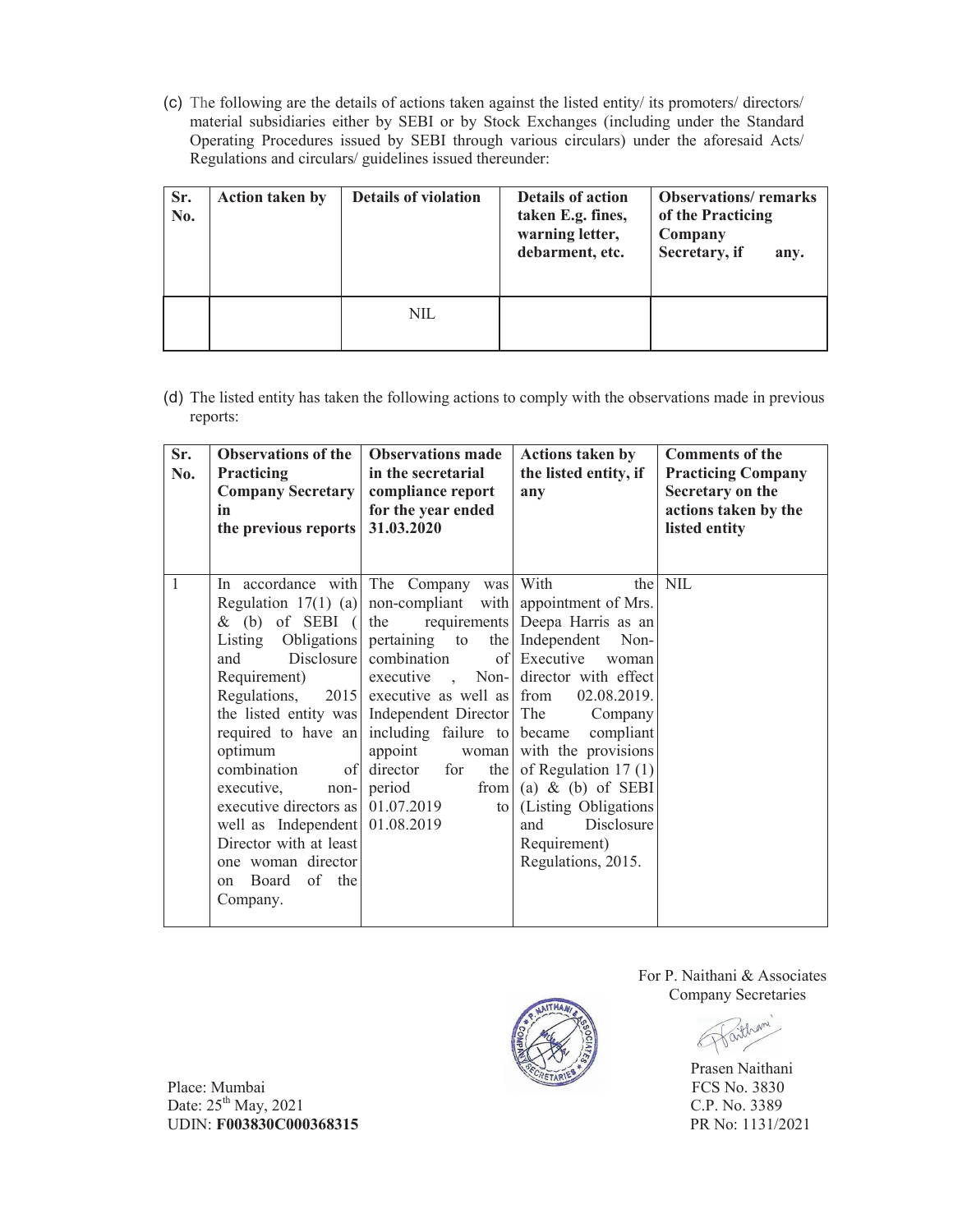(c) The following are the details of actions taken against the listed entity/ its promoters/ directors/ material subsidiaries either by SEBI or by Stock Exchanges (including under the Standard Operating Procedures issued by SEBI through various circulars) under the aforesaid Acts/ Regulations and circulars/ guidelines issued thereunder:

| Sr. No. | Action taken by | Details of violation | Details of action taken E.g. fines, warning letter, debarment, etc. | Observations/ remarks of the Practicing Company Secretary, if any. |
|---|---|---|---|---|
| | | NIL | | |

(d) The listed entity has taken the following actions to comply with the observations made in previous reports:

| Sr. No. | Observations of the Practicing Company Secretary in the previous reports | Observations made in the secretarial compliance report for the year ended 31.03.2020 | Actions taken by the listed entity, if any | Comments of the Practicing Company Secretary on the actions taken by the listed entity |
|---|---|---|---|---|
| 1 | In accordance with Regulation 17(1) (a) & (b) of SEBI ( Listing Obligations and Disclosure Requirement) Regulations, 2015 the listed entity was required to have an optimum combination of executive, non-executive directors as well as Independent Director with at least one woman director on Board of the Company. | The Company was non-compliant with the requirements pertaining to the combination of executive , Non-executive as well as Independent Director including failure to appoint woman director for the period from 01.07.2019 to 01.08.2019 | With the appointment of Mrs. Deepa Harris as an Independent Non-Executive woman director with effect from 02.08.2019. The Company became compliant with the provisions of Regulation 17 (1) (a) & (b) of SEBI (Listing Obligations and Disclosure Requirement) Regulations, 2015. | NIL |

For P. Naithani & Associates
Company Secretaries

Prasen Naithani
FCS No. 3830
C.P. No. 3389
PR No: 1131/2021

Place: Mumbai
Date: 25th May, 2021
UDIN: **F003830C000368315**